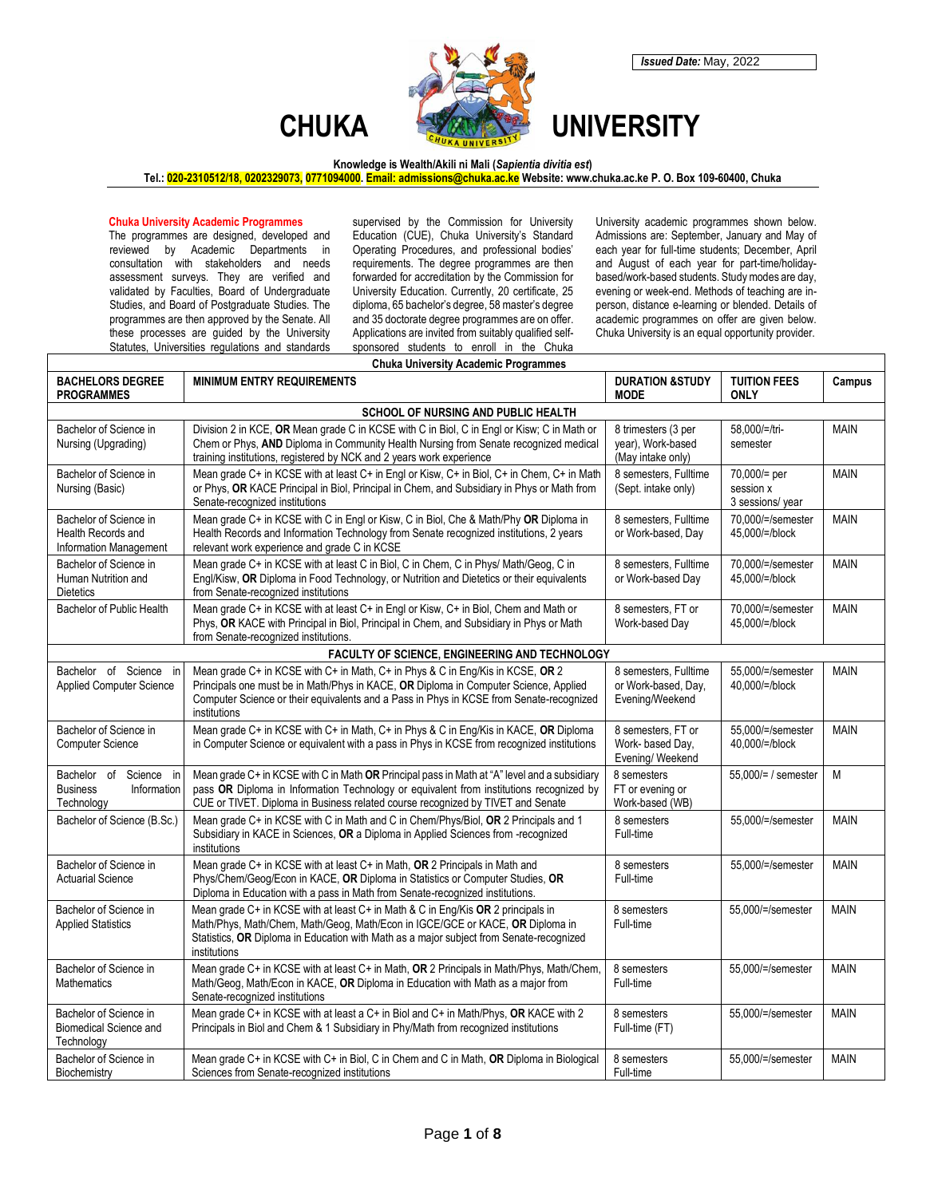**Issued Date:** May, 2022

# CHUKA UNIVERSITY

**Knowledge is Wealth/Akili ni Mali (*Sapientia divitia est*)**

**Tel.: 020-2310512/18, 0202329073, 0771094000. Email: admissions@chuka.ac.ke Website: www.chuka.ac.ke P. O. Box 109-60400, Chuka**

## Chuka University Academic Programmes

The programmes are designed, developed and reviewed by Academic Departments in consultation with stakeholders and needs assessment surveys. They are verified and validated by Faculties, Board of Undergraduate Studies, and Board of Postgraduate Studies. The programmes are then approved by the Senate. All these processes are guided by the University Statutes, Universities regulations and standards supervised by the Commission for University Education (CUE), Chuka University's Standard Operating Procedures, and professional bodies' requirements. The degree programmes are then forwarded for accreditation by the Commission for University Education. Currently, 20 certificate, 25 diploma, 65 bachelor's degree, 58 master's degree and 35 doctorate degree programmes are on offer. Applications are invited from suitably qualified self-sponsored students to enroll in the Chuka University academic programmes shown below. Admissions are: September, January and May of each year for full-time students; December, April and August of each year for part-time/holiday-based/work-based students. Study modes are day, evening or week-end. Methods of teaching are in-person, distance e-learning or blended. Details of academic programmes on offer are given below. Chuka University is an equal opportunity provider.

**Chuka University Academic Programmes**

| BACHELORS DEGREE PROGRAMMES | MINIMUM ENTRY REQUIREMENTS | DURATION &STUDY MODE | TUITION FEES ONLY | Campus |
|---|---|---|---|---|
| **SCHOOL OF NURSING AND PUBLIC HEALTH** | | | | |
| Bachelor of Science in Nursing (Upgrading) | Division 2 in KCE, **OR** Mean grade C in KCSE with C in Biol, C in Engl or Kisw; C in Math or Chem or Phys, **AND** Diploma in Community Health Nursing from Senate recognized medical training institutions, registered by NCK and 2 years work experience | 8 trimesters (3 per year), Work-based (May intake only) | 58,000/=/tri-semester | MAIN |
| Bachelor of Science in Nursing (Basic) | Mean grade C+ in KCSE with at least C+ in Engl or Kisw, C+ in Biol, C+ in Chem, C+ in Math or Phys, **OR** KACE Principal in Biol, Principal in Chem, and Subsidiary in Phys or Math from Senate-recognized institutions | 8 semesters, Fulltime (Sept. intake only) | 70,000/= per session x 3 sessions/ year | MAIN |
| Bachelor of Science in Health Records and Information Management | Mean grade C+ in KCSE with C in Engl or Kisw, C in Biol, Che & Math/Phy **OR** Diploma in Health Records and Information Technology from Senate recognized institutions, 2 years relevant work experience and grade C in KCSE | 8 semesters, Fulltime or Work-based, Day | 70,000/=/semester 45,000/=/block | MAIN |
| Bachelor of Science in Human Nutrition and Dietetics | Mean grade C+ in KCSE with at least C in Biol, C in Chem, C in Phys/ Math/Geog, C in Engl/Kisw, **OR** Diploma in Food Technology, or Nutrition and Dietetics or their equivalents from Senate-recognized institutions | 8 semesters, Fulltime or Work-based Day | 70,000/=/semester 45,000/=/block | MAIN |
| Bachelor of Public Health | Mean grade C+ in KCSE with at least C+ in Engl or Kisw, C+ in Biol, Chem and Math or Phys, **OR** KACE with Principal in Biol, Principal in Chem, and Subsidiary in Phys or Math from Senate-recognized institutions. | 8 semesters, FT or Work-based Day | 70,000/=/semester 45,000/=/block | MAIN |
| **FACULTY OF SCIENCE, ENGINEERING AND TECHNOLOGY** | | | | |
| Bachelor of Science in Applied Computer Science | Mean grade C+ in KCSE with C+ in Math, C+ in Phys & C in Eng/Kis in KCSE, **OR** 2 Principals one must be in Math/Phys in KACE, **OR** Diploma in Computer Science, Applied Computer Science or their equivalents and a Pass in Phys in KCSE from Senate-recognized institutions | 8 semesters, Fulltime or Work-based, Day, Evening/Weekend | 55,000/=/semester 40,000/=/block | MAIN |
| Bachelor of Science in Computer Science | Mean grade C+ in KCSE with C+ in Math, C+ in Phys & C in Eng/Kis in KACE, **OR** Diploma in Computer Science or equivalent with a pass in Phys in KCSE from recognized institutions | 8 semesters, FT or Work- based Day, Evening/ Weekend | 55,000/=/semester 40,000/=/block | MAIN |
| Bachelor of Science in Business Information Technology | Mean grade C+ in KCSE with C in Math **OR** Principal pass in Math at "A" level and a subsidiary pass **OR** Diploma in Information Technology or equivalent from institutions recognized by CUE or TIVET. Diploma in Business related course recognized by TIVET and Senate | 8 semesters FT or evening or Work-based (WB) | 55,000/= / semester | M |
| Bachelor of Science (B.Sc.) | Mean grade C+ in KCSE with C in Math and C in Chem/Phys/Biol, **OR** 2 Principals and 1 Subsidiary in KACE in Sciences, **OR** a Diploma in Applied Sciences from -recognized institutions | 8 semesters Full-time | 55,000/=/semester | MAIN |
| Bachelor of Science in Actuarial Science | Mean grade C+ in KCSE with at least C+ in Math, **OR** 2 Principals in Math and Phys/Chem/Geog/Econ in KACE, **OR** Diploma in Statistics or Computer Studies, **OR** Diploma in Education with a pass in Math from Senate-recognized institutions. | 8 semesters Full-time | 55,000/=/semester | MAIN |
| Bachelor of Science in Applied Statistics | Mean grade C+ in KCSE with at least C+ in Math & C in Eng/Kis **OR** 2 principals in Math/Phys, Math/Chem, Math/Geog, Math/Econ in IGCE/GCE or KACE, **OR** Diploma in Statistics, **OR** Diploma in Education with Math as a major subject from Senate-recognized institutions | 8 semesters Full-time | 55,000/=/semester | MAIN |
| Bachelor of Science in Mathematics | Mean grade C+ in KCSE with at least C+ in Math, **OR** 2 Principals in Math/Phys, Math/Chem, Math/Geog, Math/Econ in KACE, **OR** Diploma in Education with Math as a major from Senate-recognized institutions | 8 semesters Full-time | 55,000/=/semester | MAIN |
| Bachelor of Science in Biomedical Science and Technology | Mean grade C+ in KCSE with at least a C+ in Biol and C+ in Math/Phys, **OR** KACE with 2 Principals in Biol and Chem & 1 Subsidiary in Phy/Math from recognized institutions | 8 semesters Full-time (FT) | 55,000/=/semester | MAIN |
| Bachelor of Science in Biochemistry | Mean grade C+ in KCSE with C+ in Biol, C in Chem and C in Math, **OR** Diploma in Biological Sciences from Senate-recognized institutions | 8 semesters Full-time | 55,000/=/semester | MAIN |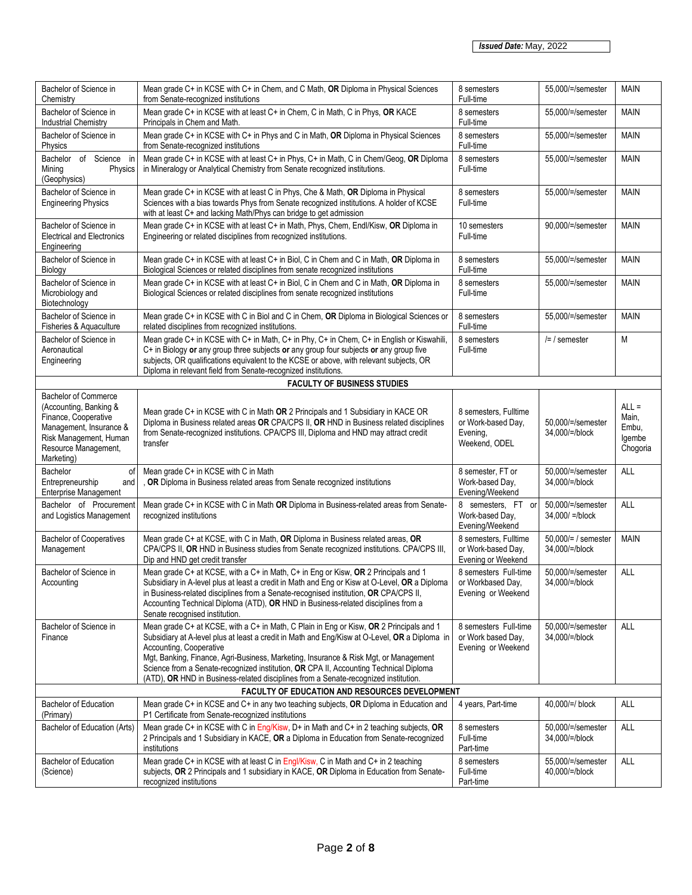*Issued Date:* May, 2022

| | | | | |
|---|---|---|---|---|
| Bachelor of Science in Chemistry | Mean grade C+ in KCSE with C+ in Chem, and C Math, **OR** Diploma in Physical Sciences from Senate-recognized institutions | 8 semesters Full-time | 55,000/=/semester | MAIN |
| Bachelor of Science in Industrial Chemistry | Mean grade C+ in KCSE with at least C+ in Chem, C in Math, C in Phys, **OR** KACE Principals in Chem and Math. | 8 semesters Full-time | 55,000/=/semester | MAIN |
| Bachelor of Science in Physics | Mean grade C+ in KCSE with C+ in Phys and C in Math, **OR** Diploma in Physical Sciences from Senate-recognized institutions | 8 semesters Full-time | 55,000/=/semester | MAIN |
| Bachelor of Science in Mining Physics (Geophysics) | Mean grade C+ in KCSE with at least C+ in Phys, C+ in Math, C in Chem/Geog, **OR** Diploma in Mineralogy or Analytical Chemistry from Senate recognized institutions. | 8 semesters Full-time | 55,000/=/semester | MAIN |
| Bachelor of Science in Engineering Physics | Mean grade C+ in KCSE with at least C in Phys, Che & Math, **OR** Diploma in Physical Sciences with a bias towards Phys from Senate recognized institutions. A holder of KCSE with at least C+ and lacking Math/Phys can bridge to get admission | 8 semesters Full-time | 55,000/=/semester | MAIN |
| Bachelor of Science in Electrical and Electronics Engineering | Mean grade C+ in KCSE with at least C+ in Math, Phys, Chem, Endl/Kisw, **OR** Diploma in Engineering or related disciplines from recognized institutions. | 10 semesters Full-time | 90,000/=/semester | MAIN |
| Bachelor of Science in Biology | Mean grade C+ in KCSE with at least C+ in Biol, C in Chem and C in Math, **OR** Diploma in Biological Sciences or related disciplines from senate recognized institutions | 8 semesters Full-time | 55,000/=/semester | MAIN |
| Bachelor of Science in Microbiology and Biotechnology | Mean grade C+ in KCSE with at least C+ in Biol, C in Chem and C in Math, **OR** Diploma in Biological Sciences or related disciplines from senate recognized institutions | 8 semesters Full-time | 55,000/=/semester | MAIN |
| Bachelor of Science in Fisheries & Aquaculture | Mean grade C+ in KCSE with C in Biol and C in Chem, **OR** Diploma in Biological Sciences or related disciplines from recognized institutions. | 8 semesters Full-time | 55,000/=/semester | MAIN |
| Bachelor of Science in Aeronautical Engineering | Mean grade C+ in KCSE with C+ in Math, C+ in Phy, C+ in Chem, C+ in English or Kiswahili, C+ in Biology **or** any group three subjects **or** any group four subjects **or** any group five subjects, OR qualifications equivalent to the KCSE or above, with relevant subjects, OR Diploma in relevant field from Senate-recognized institutions. | 8 semesters Full-time | /= / semester | M |
| **FACULTY OF BUSINESS STUDIES** | | | | |
| Bachelor of Commerce (Accounting, Banking & Finance, Cooperative Management, Insurance & Risk Management, Human Resource Management, Marketing) | Mean grade C+ in KCSE with C in Math **OR** 2 Principals and 1 Subsidiary in KACE OR Diploma in Business related areas **OR** CPA/CPS II, **OR** HND in Business related disciplines from Senate-recognized institutions. CPA/CPS III, Diploma and HND may attract credit transfer | 8 semesters, Fulltime or Work-based Day, Evening, Weekend, ODEL | 50,000/=/semester 34,000/=/block | ALL = Main, Embu, Igembe Chogoria |
| Bachelor of Entrepreneurship and Enterprise Management | Mean grade C+ in KCSE with C in Math , **OR** Diploma in Business related areas from Senate recognized institutions | 8 semester, FT or Work-based Day, Evening/Weekend | 50,000/=/semester 34,000/=/block | ALL |
| Bachelor of Procurement and Logistics Management | Mean grade C+ in KCSE with C in Math **OR** Diploma in Business-related areas from Senate-recognized institutions | 8 semesters, FT or Work-based Day, Evening/Weekend | 50,000/=/semester 34,000/ =/block | ALL |
| Bachelor of Cooperatives Management | Mean grade C+ at KCSE, with C in Math, **OR** Diploma in Business related areas, **OR** CPA/CPS II, **OR** HND in Business studies from Senate recognized institutions. CPA/CPS III, Dip and HND get credit transfer | 8 semesters, Fulltime or Work-based Day, Evening or Weekend | 50,000/= / semester 34,000/=/block | MAIN |
| Bachelor of Science in Accounting | Mean grade C+ at KCSE, with a C+ in Math, C+ in Eng or Kisw, **OR** 2 Principals and 1 Subsidiary in A-level plus at least a credit in Math and Eng or Kisw at O-Level, **OR** a Diploma in Business-related disciplines from a Senate-recognised institution, **OR** CPA/CPS II, Accounting Technical Diploma (ATD), **OR** HND in Business-related disciplines from a Senate recognised institution. | 8 semesters Full-time or Workbased Day, Evening or Weekend | 50,000/=/semester 34,000/=/block | ALL |
| Bachelor of Science in Finance | Mean grade C+ at KCSE, with a C+ in Math, C Plain in Eng or Kisw, **OR** 2 Principals and 1 Subsidiary at A-level plus at least a credit in Math and Eng/Kisw at O-Level, **OR** a Diploma in Accounting, Cooperative Mgt, Banking, Finance, Agri-Business, Marketing, Insurance & Risk Mgt, or Management Science from a Senate-recognized institution, **OR** CPA II, Accounting Technical Diploma (ATD), **OR** HND in Business-related disciplines from a Senate-recognized institution. | 8 semesters Full-time or Work based Day, Evening or Weekend | 50,000/=/semester 34,000/=/block | ALL |
| **FACULTY OF EDUCATION AND RESOURCES DEVELOPMENT** | | | | |
| Bachelor of Education (Primary) | Mean grade C+ in KCSE and C+ in any two teaching subjects, **OR** Diploma in Education and P1 Certificate from Senate-recognized institutions | 4 years, Part-time | 40,000/=/ block | ALL |
| Bachelor of Education (Arts) | Mean grade C+ in KCSE with C in Eng/Kisw, D+ in Math and C+ in 2 teaching subjects, **OR** 2 Principals and 1 Subsidiary in KACE, **OR** a Diploma in Education from Senate-recognized institutions | 8 semesters Full-time Part-time | 50,000/=/semester 34,000/=/block | ALL |
| Bachelor of Education (Science) | Mean grade C+ in KCSE with at least C in Engl/Kisw, C in Math and C+ in 2 teaching subjects, **OR** 2 Principals and 1 subsidiary in KACE, **OR** Diploma in Education from Senate-recognized institutions | 8 semesters Full-time Part-time | 55,000/=/semester 40,000/=/block | ALL |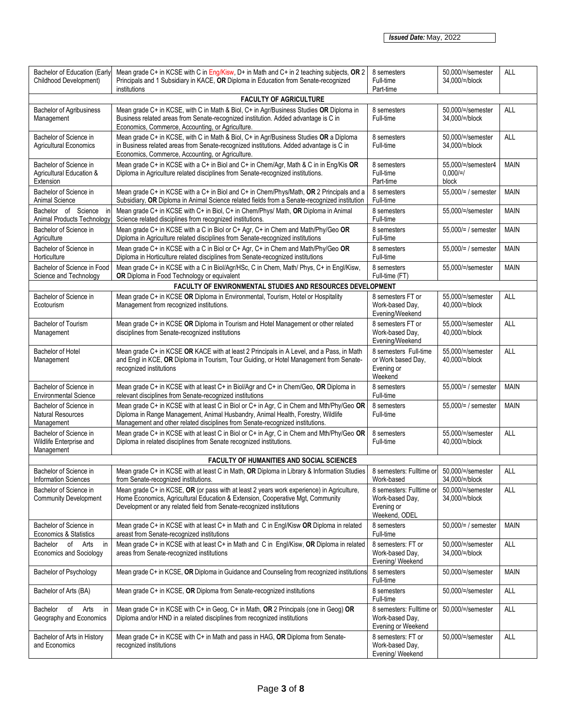*Issued Date:* May, 2022

| | | | | |
|---|---|---|---|---|
| Bachelor of Education (Early Childhood Development) | Mean grade C+ in KCSE with C in Eng/Kisw, D+ in Math and C+ in 2 teaching subjects, **OR** 2 Principals and 1 Subsidiary in KACE, **OR** Diploma in Education from Senate-recognized institutions | 8 semesters Full-time Part-time | 50,000/=/semester 34,000/=/block | ALL |
| **FACULTY OF AGRICULTURE** | | | | |
| Bachelor of Agribusiness Management | Mean grade C+ in KCSE, with C in Math & Biol, C+ in Agr/Business Studies **OR** Diploma in Business related areas from Senate-recognized institution. Added advantage is C in Economics, Commerce, Accounting, or Agriculture. | 8 semesters Full-time | 50,000/=/semester 34,000/=/block | ALL |
| Bachelor of Science in Agricultural Economics | Mean grade C+ in KCSE, with C in Math & Biol, C+ in Agr/Business Studies **OR** a Diploma in Business related areas from Senate-recognized institutions. Added advantage is C in Economics, Commerce, Accounting, or Agriculture. | 8 semesters Full-time | 50,000/=/semester 34,000/=/block | ALL |
| Bachelor of Science in Agricultural Education & Extension | Mean grade C+ in KCSE with a C+ in Biol and C+ in Chem/Agr, Math & C in Eng/Kis **OR** Diploma in Agriculture related disciplines from Senate-recognized institutions. | 8 semesters Full-time Part-time | 55,000/=/semester4 0,000/=/ block | MAIN |
| Bachelor of Science in Animal Science | Mean grade C+ in KCSE with a C+ in Biol and C+ in Chem/Phys/Math, **OR** 2 Principals and a Subsidiary, **OR** Diploma in Animal Science related fields from a Senate-recognized institution | 8 semesters Full-time | 55,000/= / semester | MAIN |
| Bachelor of Science in Animal Products Technology | Mean grade C+ in KCSE with C+ in Biol, C+ in Chem/Phys/ Math, **OR** Diploma in Animal Science related disciplines from recognized institutions. | 8 semesters Full-time | 55,000/=/semester | MAIN |
| Bachelor of Science in Agriculture | Mean grade C+ in KCSE with a C in Biol or C+ Agr, C+ in Chem and Math/Phy/Geo **OR** Diploma in Agriculture related disciplines from Senate-recognized institutions | 8 semesters Full-time | 55,000/= / semester | MAIN |
| Bachelor of Science in Horticulture | Mean grade C+ in KCSE with a C in Biol or C+ Agr, C+ in Chem and Math/Phy/Geo **OR** Diploma in Horticulture related disciplines from Senate-recognized institutions | 8 semesters Full-time | 55,000/= / semester | MAIN |
| Bachelor of Science in Food Science and Technology | Mean grade C+ in KCSE with a C in Biol/Agr/HSc, C in Chem, Math/ Phys, C+ in Engl/Kisw, **OR** Diploma in Food Technology or equivalent | 8 semesters Full-time (FT) | 55,000/=/semester | MAIN |
| **FACULTY OF ENVIRONMENTAL STUDIES AND RESOURCES DEVELOPMENT** | | | | |
| Bachelor of Science in Ecotourism | Mean grade C+ in KCSE **OR** Diploma in Environmental, Tourism, Hotel or Hospitality Management from recognized institutions. | 8 semesters FT or Work-based Day, Evening/Weekend | 55,000/=/semester 40,000/=/block | ALL |
| Bachelor of Tourism Management | Mean grade C+ in KCSE **OR** Diploma in Tourism and Hotel Management or other related disciplines from Senate-recognized institutions | 8 semesters FT or Work-based Day, Evening/Weekend | 55,000/=/semester 40,000/=/block | ALL |
| Bachelor of Hotel Management | Mean grade C+ in KCSE **OR** KACE with at least 2 Principals in A Level, and a Pass, in Math and Engl in KCE, **OR** Diploma in Tourism, Tour Guiding, or Hotel Management from Senate-recognized institutions | 8 semesters Full-time or Work based Day, Evening or Weekend | 55,000/=/semester 40,000/=/block | ALL |
| Bachelor of Science in Environmental Science | Mean grade C+ in KCSE with at least C+ in Biol/Agr and C+ in Chem/Geo, **OR** Diploma in relevant disciplines from Senate-recognized institutions | 8 semesters Full-time | 55,000/= / semester | MAIN |
| Bachelor of Science in Natural Resources Management | Mean grade C+ in KCSE with at least C in Biol or C+ in Agr, C in Chem and Mth/Phy/Geo **OR** Diploma in Range Management, Animal Husbandry, Animal Health, Forestry, Wildlife Management and other related disciplines from Senate-recognized institutions. | 8 semesters Full-time | 55,000/= / semester | MAIN |
| Bachelor of Science in Wildlife Enterprise and Management | Mean grade C+ in KCSE with at least C in Biol or C+ in Agr, C in Chem and Mth/Phy/Geo **OR** Diploma in related disciplines from Senate recognized institutions. | 8 semesters Full-time | 55,000/=/semester 40,000/=/block | ALL |
| **FACULTY OF HUMANITIES AND SOCIAL SCIENCES** | | | | |
| Bachelor of Science in Information Sciences | Mean grade C+ in KCSE with at least C in Math, **OR** Diploma in Library & Information Studies from Senate-recognized institutions. | 8 semesters: Fulltime or Work-based | 50,000/=/semester 34,000/=/block | ALL |
| Bachelor of Science in Community Development | Mean grade C+ in KCSE, **OR** (or pass with at least 2 years work experience) in Agriculture, Home Economics, Agricultural Education & Extension, Cooperative Mgt, Community Development or any related field from Senate-recognized institutions | 8 semesters: Fulltime or Work-based Day, Evening or Weekend, ODEL | 50,000/=/semester 34,000/=/block | ALL |
| Bachelor of Science in Economics & Statistics | Mean grade C+ in KCSE with at least C+ in Math and C in Engl/Kisw **OR** Diploma in related areast from Senate-recognized institutions | 8 semesters Full-time | 50,000/= / semester | MAIN |
| Bachelor of Arts in Economics and Sociology | Mean grade C+ in KCSE with at least C+ in Math and C in Engl/Kisw, **OR** Diploma in related areas from Senate-recognized institutions | 8 semesters: FT or Work-based Day, Evening/ Weekend | 50,000/=/semester 34,000/=/block | ALL |
| Bachelor of Psychology | Mean grade C+ in KCSE, **OR** Diploma in Guidance and Counseling from recognized institutions | 8 semesters Full-time | 50,000/=/semester | MAIN |
| Bachelor of Arts (BA) | Mean grade C+ in KCSE, **OR** Diploma from Senate-recognized institutions | 8 semesters Full-time | 50,000/=/semester | ALL |
| Bachelor of Arts in Geography and Economics | Mean grade C+ in KCSE with C+ in Geog, C+ in Math, **OR** 2 Principals (one in Geog) **OR** Diploma and/or HND in a related disciplines from recognized institutions | 8 semesters: Fulltime or Work-based Day, Evening or Weekend | 50,000/=/semester | ALL |
| Bachelor of Arts in History and Economics | Mean grade C+ in KCSE with C+ in Math and pass in HAG, **OR** Diploma from Senate-recognized institutions | 8 semesters: FT or Work-based Day, Evening/ Weekend | 50,000/=/semester | ALL |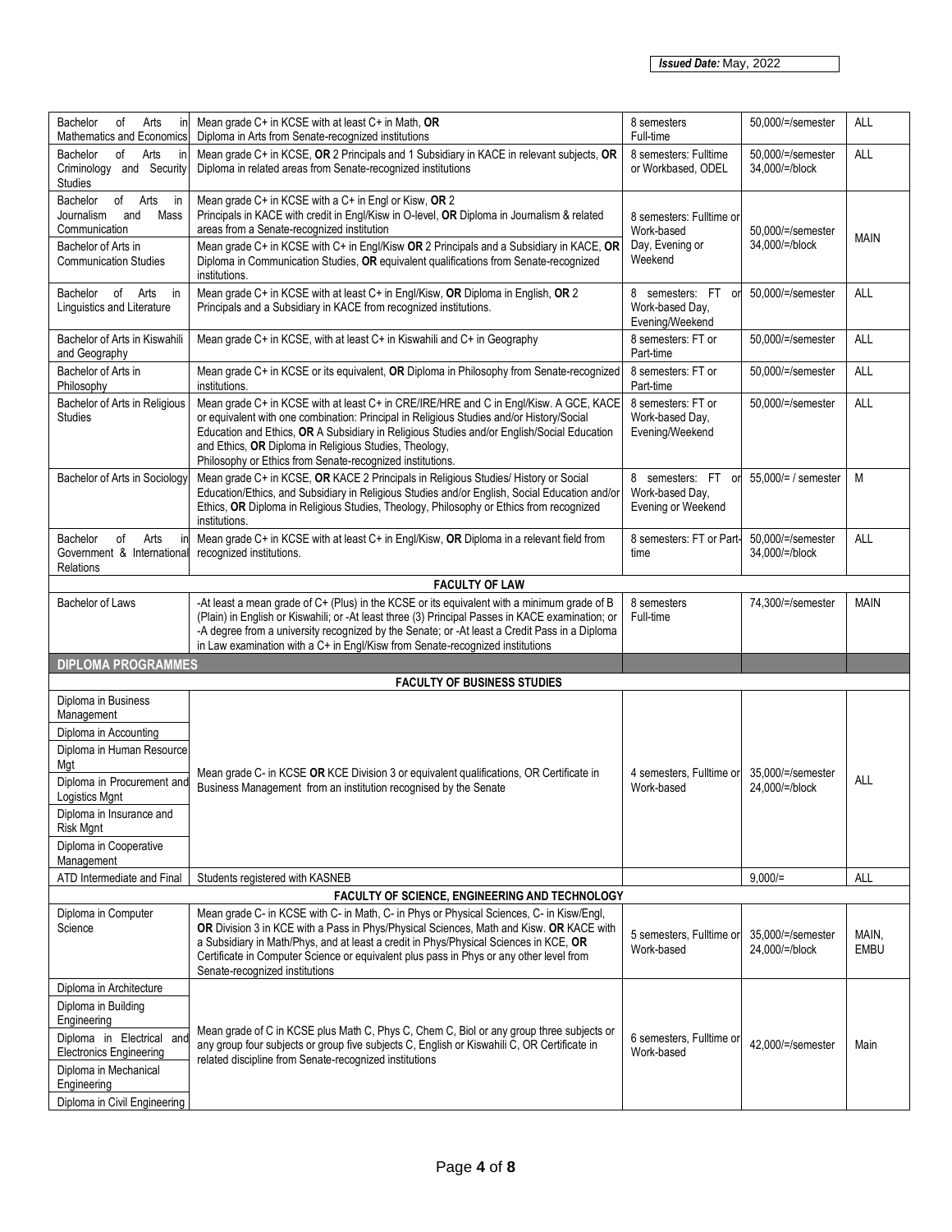*Issued Date:* May, 2022

| Programme | Minimum Entry Requirements | Duration / Mode | Fees | Campus |
|---|---|---|---|---|
| Bachelor of Arts in Mathematics and Economics | Mean grade C+ in KCSE with at least C+ in Math, **OR** Diploma in Arts from Senate-recognized institutions | 8 semesters Full-time | 50,000/=/semester | ALL |
| Bachelor of Arts in Criminology and Security Studies | Mean grade C+ in KCSE, **OR** 2 Principals and 1 Subsidiary in KACE in relevant subjects, **OR** Diploma in related areas from Senate-recognized institutions | 8 semesters: Fulltime or Workbased, ODEL | 50,000/=/semester 34,000/=/block | ALL |
| Bachelor of Arts in Journalism and Mass Communication | Mean grade C+ in KCSE with a C+ in Engl or Kisw, **OR** 2 Principals in KACE with credit in Engl/Kisw in O-level, **OR** Diploma in Journalism & related areas from a Senate-recognized institution | 8 semesters: Fulltime or Work-based Day, Evening or Weekend | 50,000/=/semester 34,000/=/block | MAIN |
| Bachelor of Arts in Communication Studies | Mean grade C+ in KCSE with C+ in Engl/Kisw **OR** 2 Principals and a Subsidiary in KACE, **OR** Diploma in Communication Studies, **OR** equivalent qualifications from Senate-recognized institutions. | | | |
| Bachelor of Arts in Linguistics and Literature | Mean grade C+ in KCSE with at least C+ in Engl/Kisw, **OR** Diploma in English, **OR** 2 Principals and a Subsidiary in KACE from recognized institutions. | 8 semesters: FT or Work-based Day, Evening/Weekend | 50,000/=/semester | ALL |
| Bachelor of Arts in Kiswahili and Geography | Mean grade C+ in KCSE, with at least C+ in Kiswahili and C+ in Geography | 8 semesters: FT or Part-time | 50,000/=/semester | ALL |
| Bachelor of Arts in Philosophy | Mean grade C+ in KCSE or its equivalent, **OR** Diploma in Philosophy from Senate-recognized institutions. | 8 semesters: FT or Part-time | 50,000/=/semester | ALL |
| Bachelor of Arts in Religious Studies | Mean grade C+ in KCSE with at least C+ in CRE/IRE/HRE and C in Engl/Kisw. A GCE, KACE or equivalent with one combination: Principal in Religious Studies and/or History/Social Education and Ethics, **OR** A Subsidiary in Religious Studies and/or English/Social Education and Ethics, **OR** Diploma in Religious Studies, Theology, Philosophy or Ethics from Senate-recognized institutions. | 8 semesters: FT or Work-based Day, Evening/Weekend | 50,000/=/semester | ALL |
| Bachelor of Arts in Sociology | Mean grade C+ in KCSE, **OR** KACE 2 Principals in Religious Studies/ History or Social Education/Ethics, and Subsidiary in Religious Studies and/or English, Social Education and/or Ethics, **OR** Diploma in Religious Studies, Theology, Philosophy or Ethics from recognized institutions. | 8 semesters: FT or Work-based Day, Evening or Weekend | 55,000/= / semester | M |
| Bachelor of Arts in Government & International Relations | Mean grade C+ in KCSE with at least C+ in Engl/Kisw, **OR** Diploma in a relevant field from recognized institutions. | 8 semesters: FT or Part-time | 50,000/=/semester 34,000/=/block | ALL |
| **FACULTY OF LAW** | | | | |
| Bachelor of Laws | -At least a mean grade of C+ (Plus) in the KCSE or its equivalent with a minimum grade of B (Plain) in English or Kiswahili; or -At least three (3) Principal Passes in KACE examination; or -A degree from a university recognized by the Senate; or -At least a Credit Pass in a Diploma in Law examination with a C+ in Engl/Kisw from Senate-recognized institutions | 8 semesters Full-time | 74,300/=/semester | MAIN |
| **DIPLOMA PROGRAMMES** | | | | |
| **FACULTY OF BUSINESS STUDIES** | | | | |
| Diploma in Business Management; Diploma in Accounting; Diploma in Human Resource Mgt; Diploma in Procurement and Logistics Mgnt; Diploma in Insurance and Risk Mgnt; Diploma in Cooperative Management | Mean grade C- in KCSE **OR** KCE Division 3 or equivalent qualifications, OR Certificate in Business Management from an institution recognised by the Senate | 4 semesters, Fulltime or Work-based | 35,000/=/semester 24,000/=/block | ALL |
| ATD Intermediate and Final | Students registered with KASNEB | | 9,000/= | ALL |
| **FACULTY OF SCIENCE, ENGINEERING AND TECHNOLOGY** | | | | |
| Diploma in Computer Science | Mean grade C- in KCSE with C- in Math, C- in Phys or Physical Sciences, C- in Kisw/Engl, **OR** Division 3 in KCE with a Pass in Phys/Physical Sciences, Math and Kisw. **OR** KACE with a Subsidiary in Math/Phys, and at least a credit in Phys/Physical Sciences in KCE, **OR** Certificate in Computer Science or equivalent plus pass in Phys or any other level from Senate-recognized institutions | 5 semesters, Fulltime or Work-based | 35,000/=/semester 24,000/=/block | MAIN, EMBU |
| Diploma in Architecture; Diploma in Building Engineering; Diploma in Electrical and Electronics Engineering; Diploma in Mechanical Engineering; Diploma in Civil Engineering | Mean grade of C in KCSE plus Math C, Phys C, Chem C, Biol or any group three subjects or any group four subjects or group five subjects C, English or Kiswahili C, OR Certificate in related discipline from Senate-recognized institutions | 6 semesters, Fulltime or Work-based | 42,000/=/semester | Main |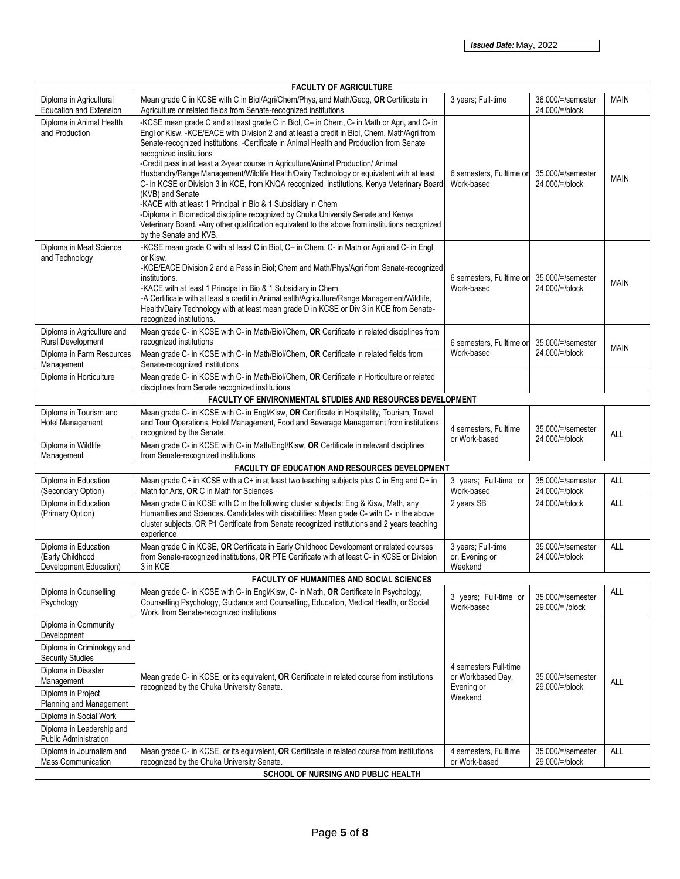*Issued Date:* May, 2022

| | | | | |
|---|---|---|---|---|
| **FACULTY OF AGRICULTURE** | | | | |
| Diploma in Agricultural Education and Extension | Mean grade C in KCSE with C in Biol/Agri/Chem/Phys, and Math/Geog, **OR** Certificate in Agriculture or related fields from Senate-recognized institutions | 3 years; Full-time | 36,000/=/semester 24,000/=/block | MAIN |
| Diploma in Animal Health and Production | -KCSE mean grade C and at least grade C in Biol, C– in Chem, C- in Math or Agri, and C- in Engl or Kisw. -KCE/EACE with Division 2 and at least a credit in Biol, Chem, Math/Agri from Senate-recognized institutions. -Certificate in Animal Health and Production from Senate recognized institutions<br>-Credit pass in at least a 2-year course in Agriculture/Animal Production/ Animal Husbandry/Range Management/Wildlife Health/Dairy Technology or equivalent with at least C- in KCSE or Division 3 in KCE, from KNQA recognized institutions, Kenya Veterinary Board (KVB) and Senate<br>-KACE with at least 1 Principal in Bio & 1 Subsidiary in Chem<br>-Diploma in Biomedical discipline recognized by Chuka University Senate and Kenya Veterinary Board. -Any other qualification equivalent to the above from institutions recognized by the Senate and KVB. | 6 semesters, Fulltime or Work-based | 35,000/=/semester 24,000/=/block | MAIN |
| Diploma in Meat Science and Technology | -KCSE mean grade C with at least C in Biol, C– in Chem, C- in Math or Agri and C- in Engl or Kisw.<br>-KCE/EACE Division 2 and a Pass in Biol; Chem and Math/Phys/Agri from Senate-recognized institutions.<br>-KACE with at least 1 Principal in Bio & 1 Subsidiary in Chem.<br>-A Certificate with at least a credit in Animal ealth/Agriculture/Range Management/Wildlife, Health/Dairy Technology with at least mean grade D in KCSE or Div 3 in KCE from Senate-recognized institutions. | 6 semesters, Fulltime or Work-based | 35,000/=/semester 24,000/=/block | MAIN |
| Diploma in Agriculture and Rural Development | Mean grade C- in KCSE with C- in Math/Biol/Chem, **OR** Certificate in related disciplines from recognized institutions | 6 semesters, Fulltime or Work-based | 35,000/=/semester 24,000/=/block | MAIN |
| Diploma in Farm Resources Management | Mean grade C- in KCSE with C- in Math/Biol/Chem, **OR** Certificate in related fields from Senate-recognized institutions | | | |
| Diploma in Horticulture | Mean grade C- in KCSE with C- in Math/Biol/Chem, **OR** Certificate in Horticulture or related disciplines from Senate recognized institutions | | | |
| **FACULTY OF ENVIRONMENTAL STUDIES AND RESOURCES DEVELOPMENT** | | | | |
| Diploma in Tourism and Hotel Management | Mean grade C- in KCSE with C- in Engl/Kisw, **OR** Certificate in Hospitality, Tourism, Travel and Tour Operations, Hotel Management, Food and Beverage Management from institutions recognized by the Senate. | 4 semesters, Fulltime or Work-based | 35,000/=/semester 24,000/=/block | ALL |
| Diploma in Wildlife Management | Mean grade C- in KCSE with C- in Math/Engl/Kisw, **OR** Certificate in relevant disciplines from Senate-recognized institutions | | | |
| **FACULTY OF EDUCATION AND RESOURCES DEVELOPMENT** | | | | |
| Diploma in Education (Secondary Option) | Mean grade C+ in KCSE with a C+ in at least two teaching subjects plus C in Eng and D+ in Math for Arts, **OR** C in Math for Sciences | 3 years; Full-time or Work-based | 35,000/=/semester 24,000/=/block | ALL |
| Diploma in Education (Primary Option) | Mean grade C in KCSE with C in the following cluster subjects: Eng & Kisw, Math, any Humanities and Sciences. Candidates with disabilities: Mean grade C- with C- in the above cluster subjects, OR P1 Certificate from Senate recognized institutions and 2 years teaching experience | 2 years SB | 24,000/=/block | ALL |
| Diploma in Education (Early Childhood Development Education) | Mean grade C in KCSE, **OR** Certificate in Early Childhood Development or related courses from Senate-recognized institutions, **OR** PTE Certificate with at least C- in KCSE or Division 3 in KCE | 3 years; Full-time or, Evening or Weekend | 35,000/=/semester 24,000/=/block | ALL |
| **FACULTY OF HUMANITIES AND SOCIAL SCIENCES** | | | | |
| Diploma in Counselling Psychology | Mean grade C- in KCSE with C- in Engl/Kisw, C- in Math, **OR** Certificate in Psychology, Counselling Psychology, Guidance and Counselling, Education, Medical Health, or Social Work, from Senate-recognized institutions | 3 years; Full-time or Work-based | 35,000/=/semester 29,000/= /block | ALL |
| Diploma in Community Development | Mean grade C- in KCSE, or its equivalent, **OR** Certificate in related course from institutions recognized by the Chuka University Senate. | 4 semesters Full-time or Workbased Day, Evening or Weekend | 35,000/=/semester 29,000/=/block | ALL |
| Diploma in Criminology and Security Studies | | | | |
| Diploma in Disaster Management | | | | |
| Diploma in Project Planning and Management | | | | |
| Diploma in Social Work | | | | |
| Diploma in Leadership and Public Administration | | | | |
| Diploma in Journalism and Mass Communication | Mean grade C- in KCSE, or its equivalent, **OR** Certificate in related course from institutions recognized by the Chuka University Senate. | 4 semesters, Fulltime or Work-based | 35,000/=/semester 29,000/=/block | ALL |
| **SCHOOL OF NURSING AND PUBLIC HEALTH** | | | | |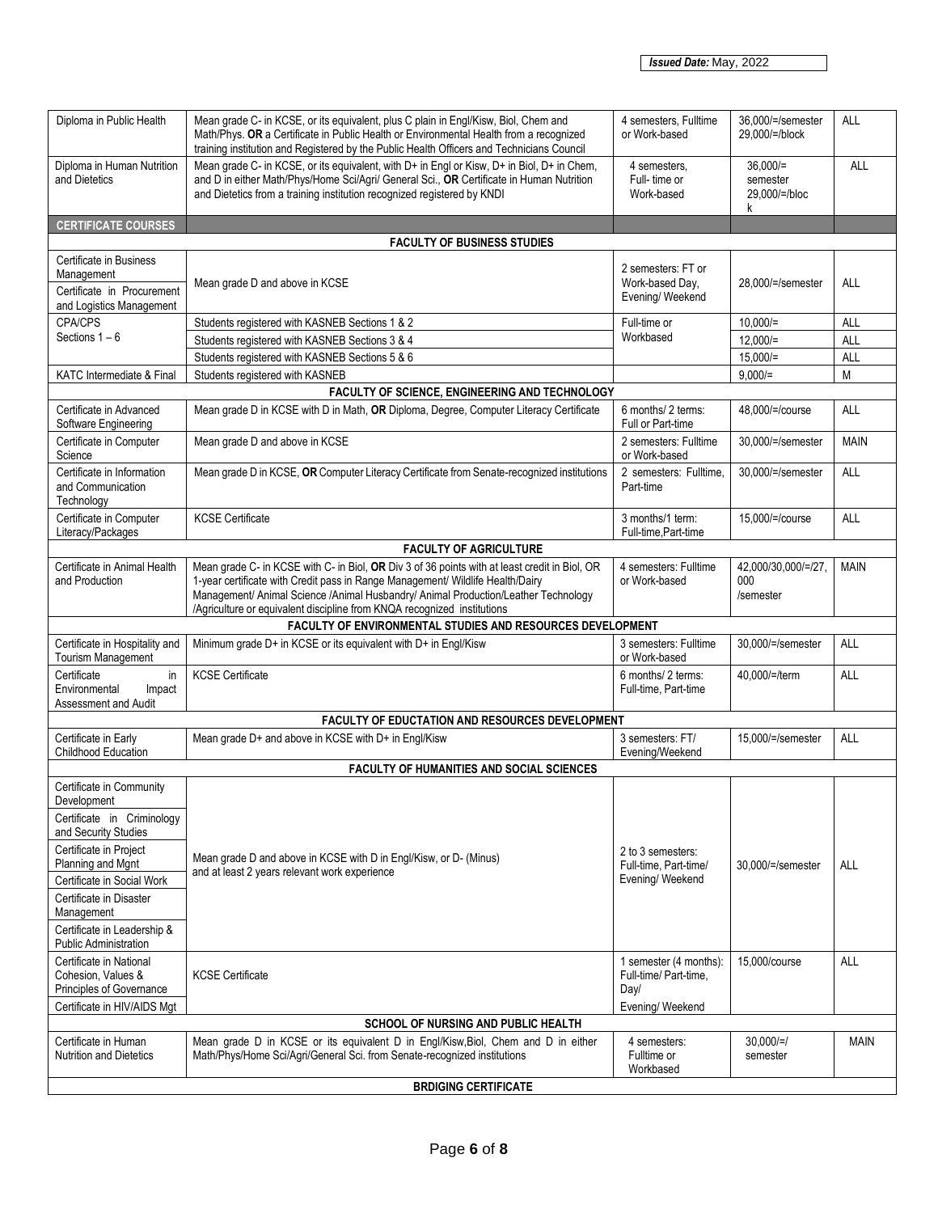*Issued Date:* May, 2022

| | | | | |
|---|---|---|---|---|
| Diploma in Public Health | Mean grade C- in KCSE, or its equivalent, plus C plain in Engl/Kisw, Biol, Chem and Math/Phys. **OR** a Certificate in Public Health or Environmental Health from a recognized training institution and Registered by the Public Health Officers and Technicians Council | 4 semesters, Fulltime or Work-based | 36,000/=/semester 29,000/=/block | ALL |
| Diploma in Human Nutrition and Dietetics | Mean grade C- in KCSE, or its equivalent, with D+ in Engl or Kisw, D+ in Biol, D+ in Chem, and D in either Math/Phys/Home Sci/Agri/ General Sci., **OR** Certificate in Human Nutrition and Dietetics from a training institution recognized registered by KNDI | 4 semesters, Full- time or Work-based | 36,000/= semester 29,000/=/block | ALL |
| **CERTIFICATE COURSES** | | | | |
| **FACULTY OF BUSINESS STUDIES** | | | | |
| Certificate in Business Management | Mean grade D and above in KCSE | 2 semesters: FT or Work-based Day, Evening/ Weekend | 28,000/=/semester | ALL |
| Certificate in Procurement and Logistics Management | Mean grade D and above in KCSE | 2 semesters: FT or Work-based Day, Evening/ Weekend | 28,000/=/semester | ALL |
| CPA/CPS Sections 1 – 6 | Students registered with KASNEB Sections 1 & 2 | Full-time or Workbased | 10,000/= | ALL |
| | Students registered with KASNEB Sections 3 & 4 | | 12,000/= | ALL |
| | Students registered with KASNEB Sections 5 & 6 | | 15,000/= | ALL |
| KATC Intermediate & Final | Students registered with KASNEB | | 9,000/= | M |
| **FACULTY OF SCIENCE, ENGINEERING AND TECHNOLOGY** | | | | |
| Certificate in Advanced Software Engineering | Mean grade D in KCSE with D in Math, **OR** Diploma, Degree, Computer Literacy Certificate | 6 months/ 2 terms: Full or Part-time | 48,000/=/course | ALL |
| Certificate in Computer Science | Mean grade D and above in KCSE | 2 semesters: Fulltime or Work-based | 30,000/=/semester | MAIN |
| Certificate in Information and Communication Technology | Mean grade D in KCSE, **OR** Computer Literacy Certificate from Senate-recognized institutions | 2 semesters: Fulltime, Part-time | 30,000/=/semester | ALL |
| Certificate in Computer Literacy/Packages | KCSE Certificate | 3 months/1 term: Full-time,Part-time | 15,000/=/course | ALL |
| **FACULTY OF AGRICULTURE** | | | | |
| Certificate in Animal Health and Production | Mean grade C- in KCSE with C- in Biol, **OR** Div 3 of 36 points with at least credit in Biol, OR 1-year certificate with Credit pass in Range Management/ Wildlife Health/Dairy Management/ Animal Science /Animal Husbandry/ Animal Production/Leather Technology /Agriculture or equivalent discipline from KNQA recognized institutions | 4 semesters: Fulltime or Work-based | 42,000/30,000/=/27,000 /semester | MAIN |
| **FACULTY OF ENVIRONMENTAL STUDIES AND RESOURCES DEVELOPMENT** | | | | |
| Certificate in Hospitality and Tourism Management | Minimum grade D+ in KCSE or its equivalent with D+ in Engl/Kisw | 3 semesters: Fulltime or Work-based | 30,000/=/semester | ALL |
| Certificate in Environmental Impact Assessment and Audit | KCSE Certificate | 6 months/ 2 terms: Full-time, Part-time | 40,000/=/term | ALL |
| **FACULTY OF EDUCTATION AND RESOURCES DEVELOPMENT** | | | | |
| Certificate in Early Childhood Education | Mean grade D+ and above in KCSE with D+ in Engl/Kisw | 3 semesters: FT/ Evening/Weekend | 15,000/=/semester | ALL |
| **FACULTY OF HUMANITIES AND SOCIAL SCIENCES** | | | | |
| Certificate in Community Development | Mean grade D and above in KCSE with D in Engl/Kisw, or D- (Minus) and at least 2 years relevant work experience | 2 to 3 semesters: Full-time, Part-time/ Evening/ Weekend | 30,000/=/semester | ALL |
| Certificate in Criminology and Security Studies | Mean grade D and above in KCSE with D in Engl/Kisw, or D- (Minus) and at least 2 years relevant work experience | 2 to 3 semesters: Full-time, Part-time/ Evening/ Weekend | 30,000/=/semester | ALL |
| Certificate in Project Planning and Mgnt | Mean grade D and above in KCSE with D in Engl/Kisw, or D- (Minus) and at least 2 years relevant work experience | 2 to 3 semesters: Full-time, Part-time/ Evening/ Weekend | 30,000/=/semester | ALL |
| Certificate in Social Work | Mean grade D and above in KCSE with D in Engl/Kisw, or D- (Minus) and at least 2 years relevant work experience | 2 to 3 semesters: Full-time, Part-time/ Evening/ Weekend | 30,000/=/semester | ALL |
| Certificate in Disaster Management | Mean grade D and above in KCSE with D in Engl/Kisw, or D- (Minus) and at least 2 years relevant work experience | 2 to 3 semesters: Full-time, Part-time/ Evening/ Weekend | 30,000/=/semester | ALL |
| Certificate in Leadership & Public Administration | Mean grade D and above in KCSE with D in Engl/Kisw, or D- (Minus) and at least 2 years relevant work experience | 2 to 3 semesters: Full-time, Part-time/ Evening/ Weekend | 30,000/=/semester | ALL |
| Certificate in National Cohesion, Values & Principles of Governance | KCSE Certificate | 1 semester (4 months): Full-time/ Part-time, Day/ Evening/ Weekend | 15,000/course | ALL |
| Certificate in HIV/AIDS Mgt | KCSE Certificate | 1 semester (4 months): Full-time/ Part-time, Day/ Evening/ Weekend | 15,000/course | ALL |
| **SCHOOL OF NURSING AND PUBLIC HEALTH** | | | | |
| Certificate in Human Nutrition and Dietetics | Mean grade D in KCSE or its equivalent D in Engl/Kisw,Biol, Chem and D in either Math/Phys/Home Sci/Agri/General Sci. from Senate-recognized institutions | 4 semesters: Fulltime or Workbased | 30,000/=/ semester | MAIN |
| **BRDIGING CERTIFICATE** | | | | |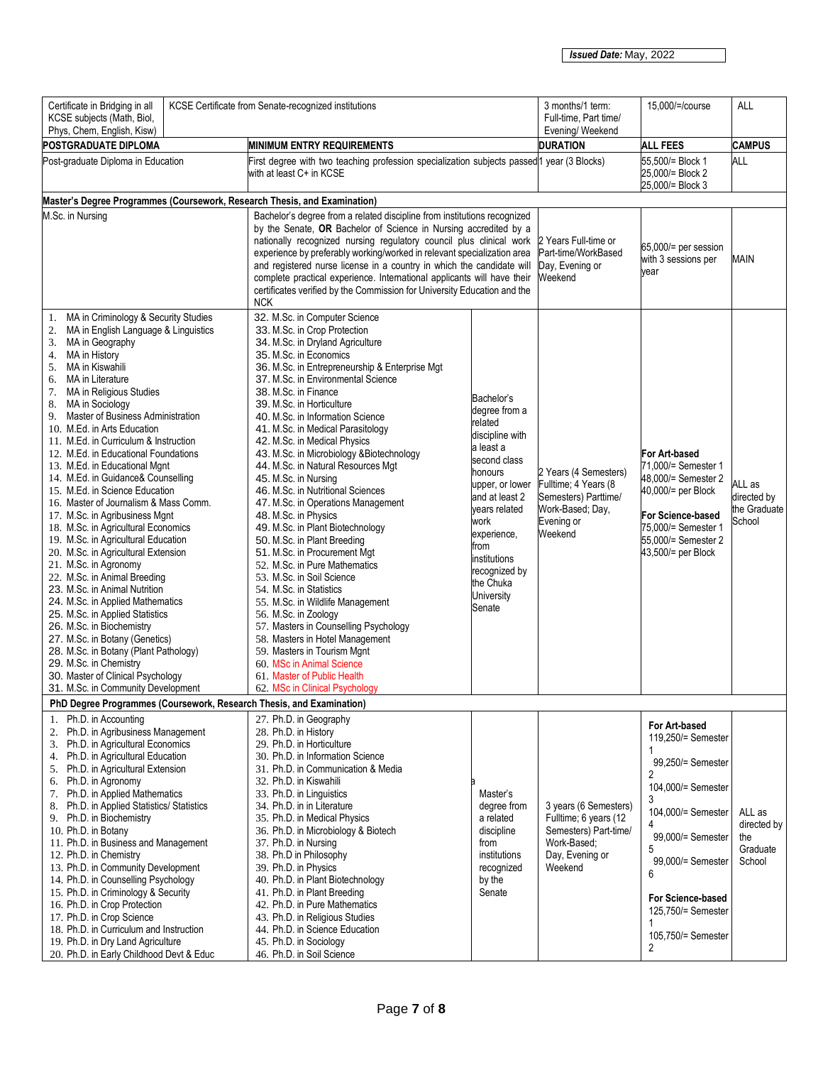**Issued Date:** May, 2022

| Certificate in Bridging in all KCSE subjects (Math, Biol, Phys, Chem, English, Kisw) | KCSE Certificate from Senate-recognized institutions | | 3 months/1 term: Full-time, Part time/ Evening/ Weekend | 15,000/=/course | ALL |
|---|---|---|---|---|---|
| **POSTGRADUATE DIPLOMA** | **MINIMUM ENTRY REQUIREMENTS** | | **DURATION** | **ALL FEES** | **CAMPUS** |
| Post-graduate Diploma in Education | First degree with two teaching profession specialization subjects passed with at least C+ in KCSE | | 1 year (3 Blocks) | 55,500/= Block 1<br>25,000/= Block 2<br>25,000/= Block 3 | ALL |
| **Master's Degree Programmes (Coursework, Research Thesis, and Examination)** | | | | | |
| M.Sc. in Nursing | Bachelor's degree from a related discipline from institutions recognized by the Senate, **OR** Bachelor of Science in Nursing accredited by a nationally recognized nursing regulatory council plus clinical work experience by preferably working/worked in relevant specialization area and registered nurse license in a country in which the candidate will complete practical experience. International applicants will have their certificates verified by the Commission for University Education and the NCK | | 2 Years Full-time or Part-time/WorkBased Day, Evening or Weekend | 65,000/= per session with 3 sessions per year | MAIN |
| 1. MA in Criminology & Security Studies<br>2. MA in English Language & Linguistics<br>3. MA in Geography<br>4. MA in History<br>5. MA in Kiswahili<br>6. MA in Literature<br>7. MA in Religious Studies<br>8. MA in Sociology<br>9. Master of Business Administration<br>10. M.Ed. in Arts Education<br>11. M.Ed. in Curriculum & Instruction<br>12. M.Ed. in Educational Foundations<br>13. M.Ed. in Educational Mgnt<br>14. M.Ed. in Guidance& Counselling<br>15. M.Ed. in Science Education<br>16. Master of Journalism & Mass Comm.<br>17. M.Sc. in Agribusiness Mgnt<br>18. M.Sc. in Agricultural Economics<br>19. M.Sc. in Agricultural Education<br>20. M.Sc. in Agricultural Extension<br>21. M.Sc. in Agronomy<br>22. M.Sc. in Animal Breeding<br>23. M.Sc. in Animal Nutrition<br>24. M.Sc. in Applied Mathematics<br>25. M.Sc. in Applied Statistics<br>26. M.Sc. in Biochemistry<br>27. M.Sc. in Botany (Genetics)<br>28. M.Sc. in Botany (Plant Pathology)<br>29. M.Sc. in Chemistry<br>30. Master of Clinical Psychology<br>31. M.Sc. in Community Development | 32. M.Sc. in Computer Science<br>33. M.Sc. in Crop Protection<br>34. M.Sc. in Dryland Agriculture<br>35. M.Sc. in Economics<br>36. M.Sc. in Entrepreneurship & Enterprise Mgt<br>37. M.Sc. in Environmental Science<br>38. M.Sc. in Finance<br>39. M.Sc. in Horticulture<br>40. M.Sc. in Information Science<br>41. M.Sc. in Medical Parasitology<br>42. M.Sc. in Medical Physics<br>43. M.Sc. in Microbiology &Biotechnology<br>44. M.Sc. in Natural Resources Mgt<br>45. M.Sc. in Nursing<br>46. M.Sc. in Nutritional Sciences<br>47. M.Sc. in Operations Management<br>48. M.Sc. in Physics<br>49. M.Sc. in Plant Biotechnology<br>50. M.Sc. in Plant Breeding<br>51. M.Sc. in Procurement Mgt<br>52. M.Sc. in Pure Mathematics<br>53. M.Sc. in Soil Science<br>54. M.Sc. in Statistics<br>55. M.Sc. in Wildlife Management<br>56. M.Sc. in Zoology<br>57. Masters in Counselling Psychology<br>58. Masters in Hotel Management<br>59. Masters in Tourism Mgnt<br>60. MSc in Animal Science<br>61. Master of Public Health<br>62. MSc in Clinical Psychology | Bachelor's degree from a related discipline with a least a second class honours upper, or lower and at least 2 years related work experience, from institutions recognized by the Chuka University Senate | 2 Years (4 Semesters) Fulltime; 4 Years (8 Semesters) Parttime/ Work-Based; Day, Evening or Weekend | **For Art-based**<br>71,000/= Semester 1<br>48,000/= Semester 2<br>40,000/= per Block<br><br>**For Science-based**<br>75,000/= Semester 1<br>55,000/= Semester 2<br>43,500/= per Block | ALL as directed by the Graduate School |
| **PhD Degree Programmes (Coursework, Research Thesis, and Examination)** | | | | | |
| 1. Ph.D. in Accounting<br>2. Ph.D. in Agribusiness Management<br>3. Ph.D. in Agricultural Economics<br>4. Ph.D. in Agricultural Education<br>5. Ph.D. in Agricultural Extension<br>6. Ph.D. in Agronomy<br>7. Ph.D. in Applied Mathematics<br>8. Ph.D. in Applied Statistics/ Statistics<br>9. Ph.D. in Biochemistry<br>10. Ph.D. in Botany<br>11. Ph.D. in Business and Management<br>12. Ph.D. in Chemistry<br>13. Ph.D. in Community Development<br>14. Ph.D. in Counselling Psychology<br>15. Ph.D. in Criminology & Security<br>16. Ph.D. in Crop Protection<br>17. Ph.D. in Crop Science<br>18. Ph.D. in Curriculum and Instruction<br>19. Ph.D. in Dry Land Agriculture<br>20. Ph.D. in Early Childhood Devt & Educ | 27. Ph.D. in Geography<br>28. Ph.D. in History<br>29. Ph.D. in Horticulture<br>30. Ph.D. in Information Science<br>31. Ph.D. in Communication & Media<br>32. Ph.D. in Kiswahili<br>33. Ph.D. in Linguistics<br>34. Ph.D. in in Literature<br>35. Ph.D. in Medical Physics<br>36. Ph.D. in Microbiology & Biotech<br>37. Ph.D. in Nursing<br>38. Ph.D in Philosophy<br>39. Ph.D. in Physics<br>40. Ph.D. in Plant Biotechnology<br>41. Ph.D. in Plant Breeding<br>42. Ph.D. in Pure Mathematics<br>43. Ph.D. in Religious Studies<br>44. Ph.D. in Science Education<br>45. Ph.D. in Sociology<br>46. Ph.D. in Soil Science | a<br>Master's degree from a related discipline from institutions recognized by the Senate | 3 years (6 Semesters) Fulltime; 6 years (12 Semesters) Part-time/ Work-Based; Day, Evening or Weekend | **For Art-based**<br>119,250/= Semester 1<br>99,250/= Semester 2<br>104,000/= Semester 3<br>104,000/= Semester 4<br>99,000/= Semester 5<br>99,000/= Semester 6<br><br>**For Science-based**<br>125,750/= Semester 1<br>105,750/= Semester 2 | ALL as directed by the Graduate School |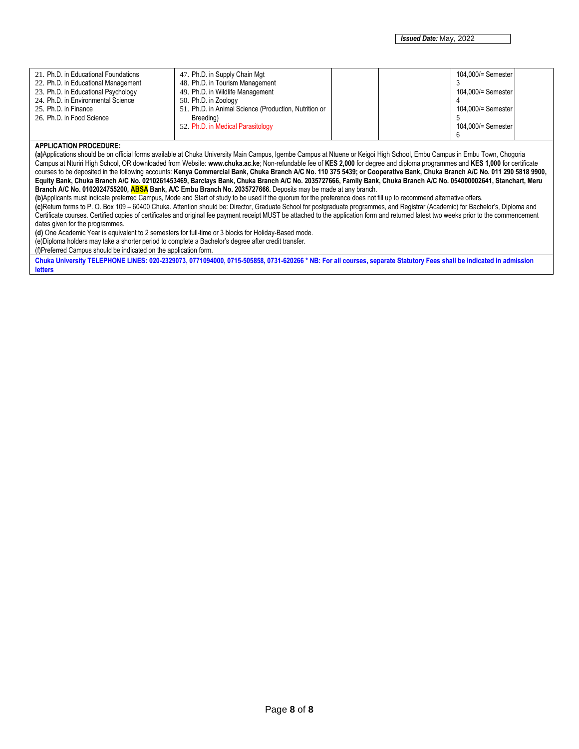*Issued Date:* May, 2022

| | | | | | |
|---|---|---|---|---|---|
| 21. Ph.D. in Educational Foundations<br>22. Ph.D. in Educational Management<br>23. Ph.D. in Educational Psychology<br>24. Ph.D. in Environmental Science<br>25. Ph.D. in Finance<br>26. Ph.D. in Food Science | 47. Ph.D. in Supply Chain Mgt<br>48. Ph.D. in Tourism Management<br>49. Ph.D. in Wildlife Management<br>50. Ph.D. in Zoology<br>51. Ph.D. in Animal Science (Production, Nutrition or Breeding)<br>52. Ph.D. in Medical Parasitology | | | 104,000/= Semester 3<br>104,000/= Semester 4<br>104,000/= Semester 5<br>104,000/= Semester 6 | |

**APPLICATION PROCEDURE:**

**(a)**Applications should be on official forms available at Chuka University Main Campus, Igembe Campus at Ntuene or Keigoi High School, Embu Campus in Embu Town, Chogoria Campus at Nturiri High School, OR downloaded from Website: **www.chuka.ac.ke**; Non-refundable fee of **KES 2,000** for degree and diploma programmes and **KES 1,000** for certificate courses to be deposited in the following accounts: **Kenya Commercial Bank, Chuka Branch A/C No. 110 375 5439; or Cooperative Bank, Chuka Branch A/C No. 011 290 5818 9900, Equity Bank, Chuka Branch A/C No. 0210261453469, Barclays Bank, Chuka Branch A/C No. 2035727666, Family Bank, Chuka Branch A/C No. 054000002641, Stanchart, Meru Branch A/C No. 0102024755200, ABSA Bank, A/C Embu Branch No. 2035727666.** Deposits may be made at any branch.

**(b)**Applicants must indicate preferred Campus, Mode and Start of study to be used if the quorum for the preference does not fill up to recommend alternative offers.

**(c)**Return forms to P. O. Box 109 – 60400 Chuka. Attention should be: Director, Graduate School for postgraduate programmes, and Registrar (Academic) for Bachelor's, Diploma and Certificate courses. Certified copies of certificates and original fee payment receipt MUST be attached to the application form and returned latest two weeks prior to the commencement dates given for the programmes.

**(d)** One Academic Year is equivalent to 2 semesters for full-time or 3 blocks for Holiday-Based mode.

(e)Diploma holders may take a shorter period to complete a Bachelor's degree after credit transfer.

(f)Preferred Campus should be indicated on the application form.

**Chuka University TELEPHONE LINES: 020-2329073, 0771094000, 0715-505858, 0731-620266 * NB: For all courses, separate Statutory Fees shall be indicated in admission letters**